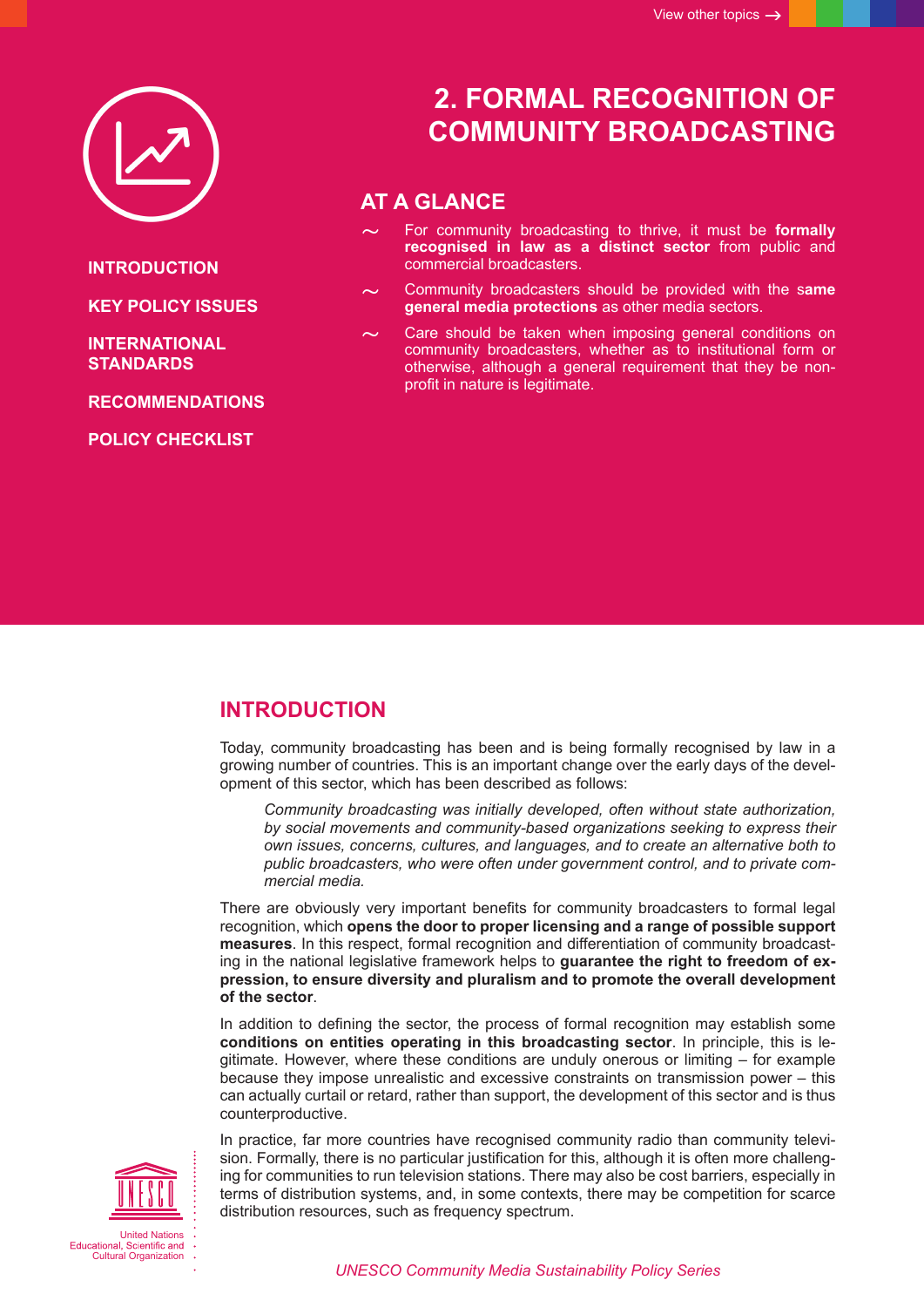# 2. FORMAL RECOGNITION OF COMMUNITY BROADCASTING

INTRODUCTION

KEY POLICY ISSUES

INTERNATIONAL STANDARDS

RECOMMENDATIONS

POLICY CHECKLIST

## AT A GLANCE

- For community broadcasting to thrive, it must be **formally recognised in law as a distinct sector** from public and commercial broadcasters.
- Community broadcasters should be provided with the s**ame general media protections** as other media sectors.
- Care should be taken when imposing general conditions on community broadcasters, whether as to institutional form or otherwise, although a general requirement that they be non-profit in nature is legitimate.

## INTRODUCTION

Today, community broadcasting has been and is being formally recognised by law in a growing number of countries. This is an important change over the early days of the development of this sector, which has been described as follows:

> *Community broadcasting was initially developed, often without state authorization, by social movements and community-based organizations seeking to express their own issues, concerns, cultures, and languages, and to create an alternative both to public broadcasters, who were often under government control, and to private commercial media.*

There are obviously very important benefits for community broadcasters to formal legal recognition, which **opens the door to proper licensing and a range of possible support measures**. In this respect, formal recognition and differentiation of community broadcasting in the national legislative framework helps to **guarantee the right to freedom of expression, to ensure diversity and pluralism and to promote the overall development of the sector**.

In addition to defining the sector, the process of formal recognition may establish some **conditions on entities operating in this broadcasting sector**. In principle, this is legitimate. However, where these conditions are unduly onerous or limiting – for example because they impose unrealistic and excessive constraints on transmission power – this can actually curtail or retard, rather than support, the development of this sector and is thus counterproductive.

In practice, far more countries have recognised community radio than community television. Formally, there is no particular justification for this, although it is often more challenging for communities to run television stations. There may also be cost barriers, especially in terms of distribution systems, and, in some contexts, there may be competition for scarce distribution resources, such as frequency spectrum.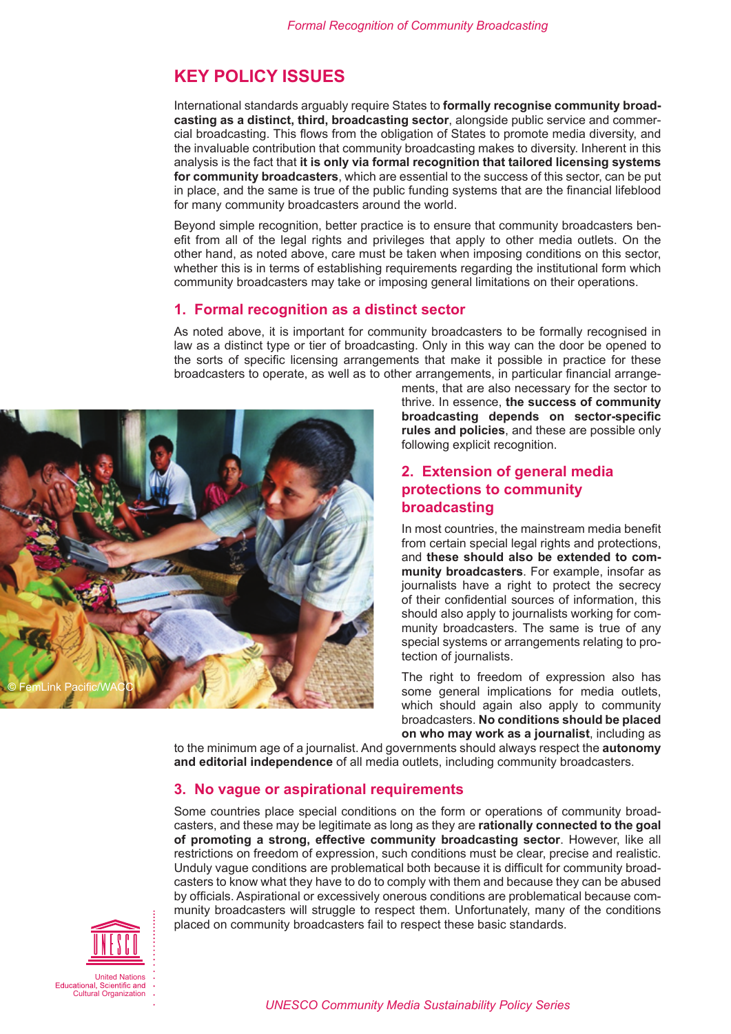## KEY POLICY ISSUES

International standards arguably require States to **formally recognise community broadcasting as a distinct, third, broadcasting sector**, alongside public service and commercial broadcasting. This flows from the obligation of States to promote media diversity, and the invaluable contribution that community broadcasting makes to diversity. Inherent in this analysis is the fact that **it is only via formal recognition that tailored licensing systems for community broadcasters**, which are essential to the success of this sector, can be put in place, and the same is true of the public funding systems that are the financial lifeblood for many community broadcasters around the world.

Beyond simple recognition, better practice is to ensure that community broadcasters benefit from all of the legal rights and privileges that apply to other media outlets. On the other hand, as noted above, care must be taken when imposing conditions on this sector, whether this is in terms of establishing requirements regarding the institutional form which community broadcasters may take or imposing general limitations on their operations.

### 1. Formal recognition as a distinct sector

As noted above, it is important for community broadcasters to be formally recognised in law as a distinct type or tier of broadcasting. Only in this way can the door be opened to the sorts of specific licensing arrangements that make it possible in practice for these broadcasters to operate, as well as to other arrangements, in particular financial arrangements, that are also necessary for the sector to thrive. In essence, **the success of community broadcasting depends on sector-specific rules and policies**, and these are possible only following explicit recognition.

© FemLink Pacific/WACC

### 2. Extension of general media protections to community broadcasting

In most countries, the mainstream media benefit from certain special legal rights and protections, and **these should also be extended to community broadcasters**. For example, insofar as journalists have a right to protect the secrecy of their confidential sources of information, this should also apply to journalists working for community broadcasters. The same is true of any special systems or arrangements relating to protection of journalists.

The right to freedom of expression also has some general implications for media outlets, which should again also apply to community broadcasters. **No conditions should be placed on who may work as a journalist**, including as to the minimum age of a journalist. And governments should always respect the **autonomy and editorial independence** of all media outlets, including community broadcasters.

### 3. No vague or aspirational requirements

Some countries place special conditions on the form or operations of community broadcasters, and these may be legitimate as long as they are **rationally connected to the goal of promoting a strong, effective community broadcasting sector**. However, like all restrictions on freedom of expression, such conditions must be clear, precise and realistic. Unduly vague conditions are problematical both because it is difficult for community broadcasters to know what they have to do to comply with them and because they can be abused by officials. Aspirational or excessively onerous conditions are problematical because community broadcasters will struggle to respect them. Unfortunately, many of the conditions placed on community broadcasters fail to respect these basic standards.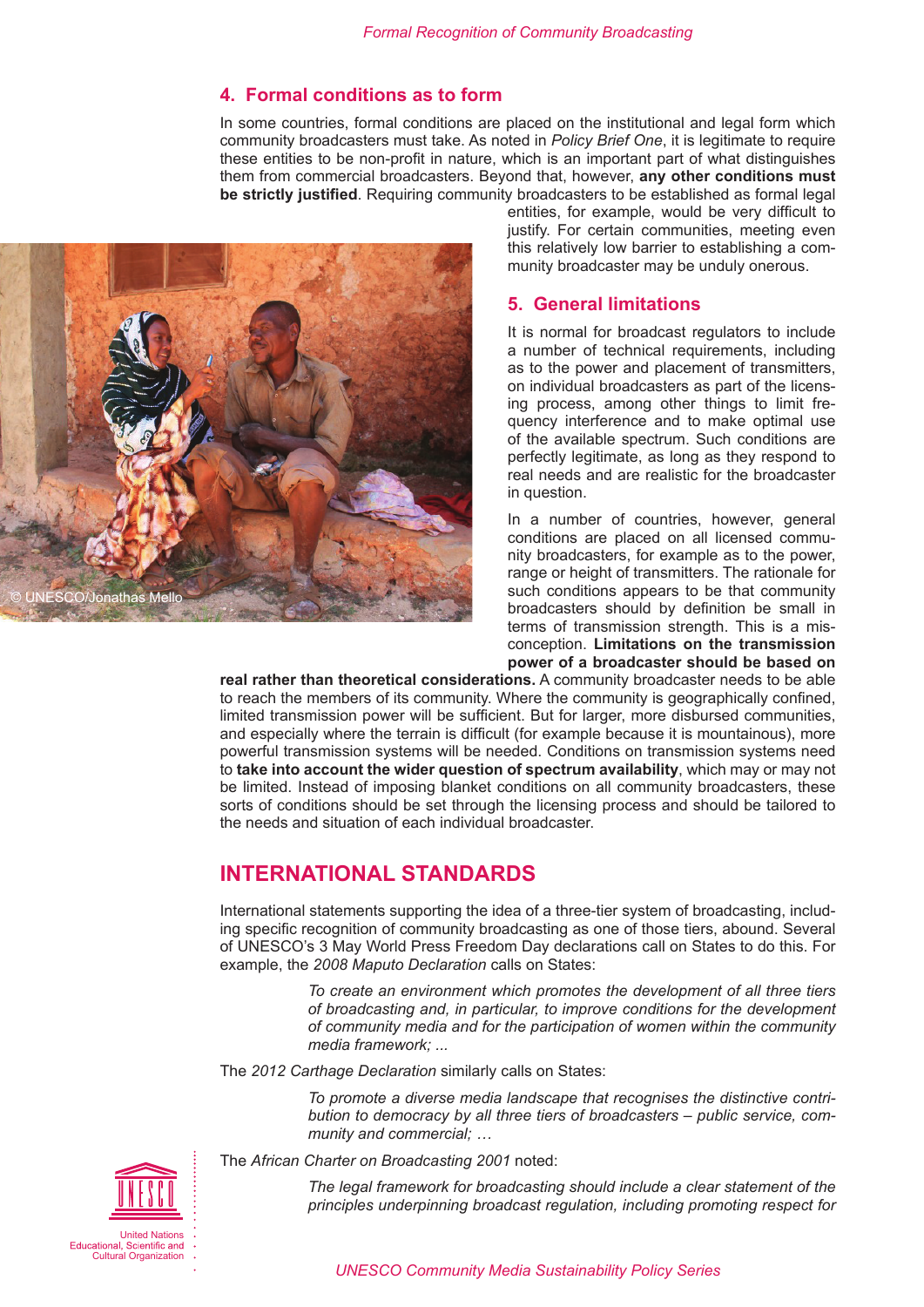## 4. Formal conditions as to form

In some countries, formal conditions are placed on the institutional and legal form which community broadcasters must take. As noted in *Policy Brief One*, it is legitimate to require these entities to be non-profit in nature, which is an important part of what distinguishes them from commercial broadcasters. Beyond that, however, **any other conditions must be strictly justified**. Requiring community broadcasters to be established as formal legal entities, for example, would be very difficult to justify. For certain communities, meeting even this relatively low barrier to establishing a community broadcaster may be unduly onerous.

© UNESCO/Jonathas Mello

## 5. General limitations

It is normal for broadcast regulators to include a number of technical requirements, including as to the power and placement of transmitters, on individual broadcasters as part of the licensing process, among other things to limit frequency interference and to make optimal use of the available spectrum. Such conditions are perfectly legitimate, as long as they respond to real needs and are realistic for the broadcaster in question.

In a number of countries, however, general conditions are placed on all licensed community broadcasters, for example as to the power, range or height of transmitters. The rationale for such conditions appears to be that community broadcasters should by definition be small in terms of transmission strength. This is a misconception. **Limitations on the transmission power of a broadcaster should be based on real rather than theoretical considerations.** A community broadcaster needs to be able to reach the members of its community. Where the community is geographically confined, limited transmission power will be sufficient. But for larger, more disbursed communities, and especially where the terrain is difficult (for example because it is mountainous), more powerful transmission systems will be needed. Conditions on transmission systems need to **take into account the wider question of spectrum availability**, which may or may not be limited. Instead of imposing blanket conditions on all community broadcasters, these sorts of conditions should be set through the licensing process and should be tailored to the needs and situation of each individual broadcaster.

## INTERNATIONAL STANDARDS

International statements supporting the idea of a three-tier system of broadcasting, including specific recognition of community broadcasting as one of those tiers, abound. Several of UNESCO's 3 May World Press Freedom Day declarations call on States to do this. For example, the *2008 Maputo Declaration* calls on States:

> *To create an environment which promotes the development of all three tiers of broadcasting and, in particular, to improve conditions for the development of community media and for the participation of women within the community media framework; ...*

The *2012 Carthage Declaration* similarly calls on States:

> *To promote a diverse media landscape that recognises the distinctive contribution to democracy by all three tiers of broadcasters – public service, community and commercial; …*

The *African Charter on Broadcasting 2001* noted:

> *The legal framework for broadcasting should include a clear statement of the principles underpinning broadcast regulation, including promoting respect for*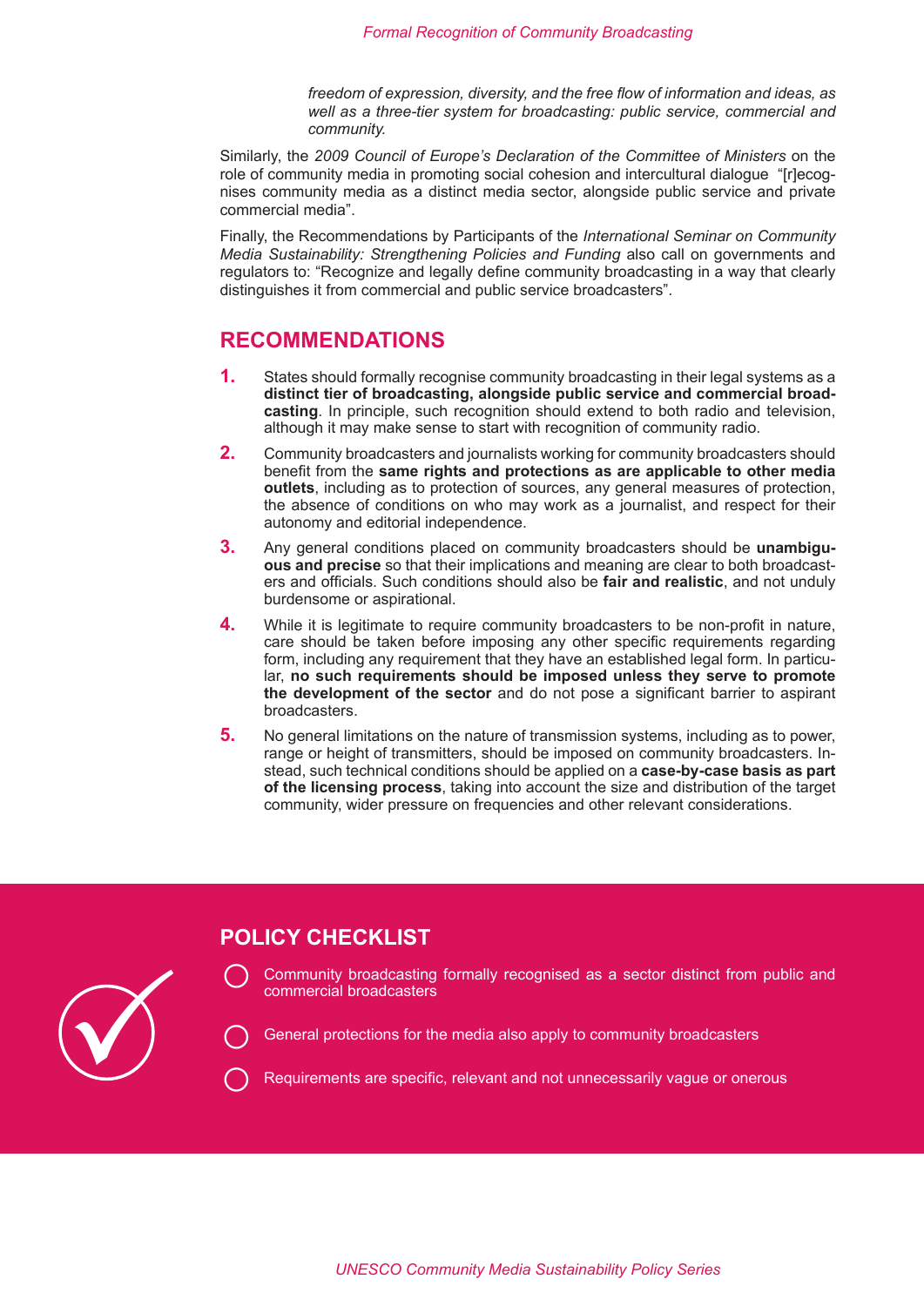*freedom of expression, diversity, and the free flow of information and ideas, as well as a three-tier system for broadcasting: public service, commercial and community.*

Similarly, the *2009 Council of Europe's Declaration of the Committee of Ministers* on the role of community media in promoting social cohesion and intercultural dialogue "[r]ecognises community media as a distinct media sector, alongside public service and private commercial media".

Finally, the Recommendations by Participants of the *International Seminar on Community Media Sustainability: Strengthening Policies and Funding* also call on governments and regulators to: "Recognize and legally define community broadcasting in a way that clearly distinguishes it from commercial and public service broadcasters".

## RECOMMENDATIONS

1. States should formally recognise community broadcasting in their legal systems as a **distinct tier of broadcasting, alongside public service and commercial broadcasting**. In principle, such recognition should extend to both radio and television, although it may make sense to start with recognition of community radio.
2. Community broadcasters and journalists working for community broadcasters should benefit from the **same rights and protections as are applicable to other media outlets**, including as to protection of sources, any general measures of protection, the absence of conditions on who may work as a journalist, and respect for their autonomy and editorial independence.
3. Any general conditions placed on community broadcasters should be **unambiguous and precise** so that their implications and meaning are clear to both broadcasters and officials. Such conditions should also be **fair and realistic**, and not unduly burdensome or aspirational.
4. While it is legitimate to require community broadcasters to be non-profit in nature, care should be taken before imposing any other specific requirements regarding form, including any requirement that they have an established legal form. In particular, **no such requirements should be imposed unless they serve to promote the development of the sector** and do not pose a significant barrier to aspirant broadcasters.
5. No general limitations on the nature of transmission systems, including as to power, range or height of transmitters, should be imposed on community broadcasters. Instead, such technical conditions should be applied on a **case-by-case basis as part of the licensing process**, taking into account the size and distribution of the target community, wider pressure on frequencies and other relevant considerations.

## POLICY CHECKLIST

- ◯ Community broadcasting formally recognised as a sector distinct from public and commercial broadcasters
- ◯ General protections for the media also apply to community broadcasters
- ◯ Requirements are specific, relevant and not unnecessarily vague or onerous